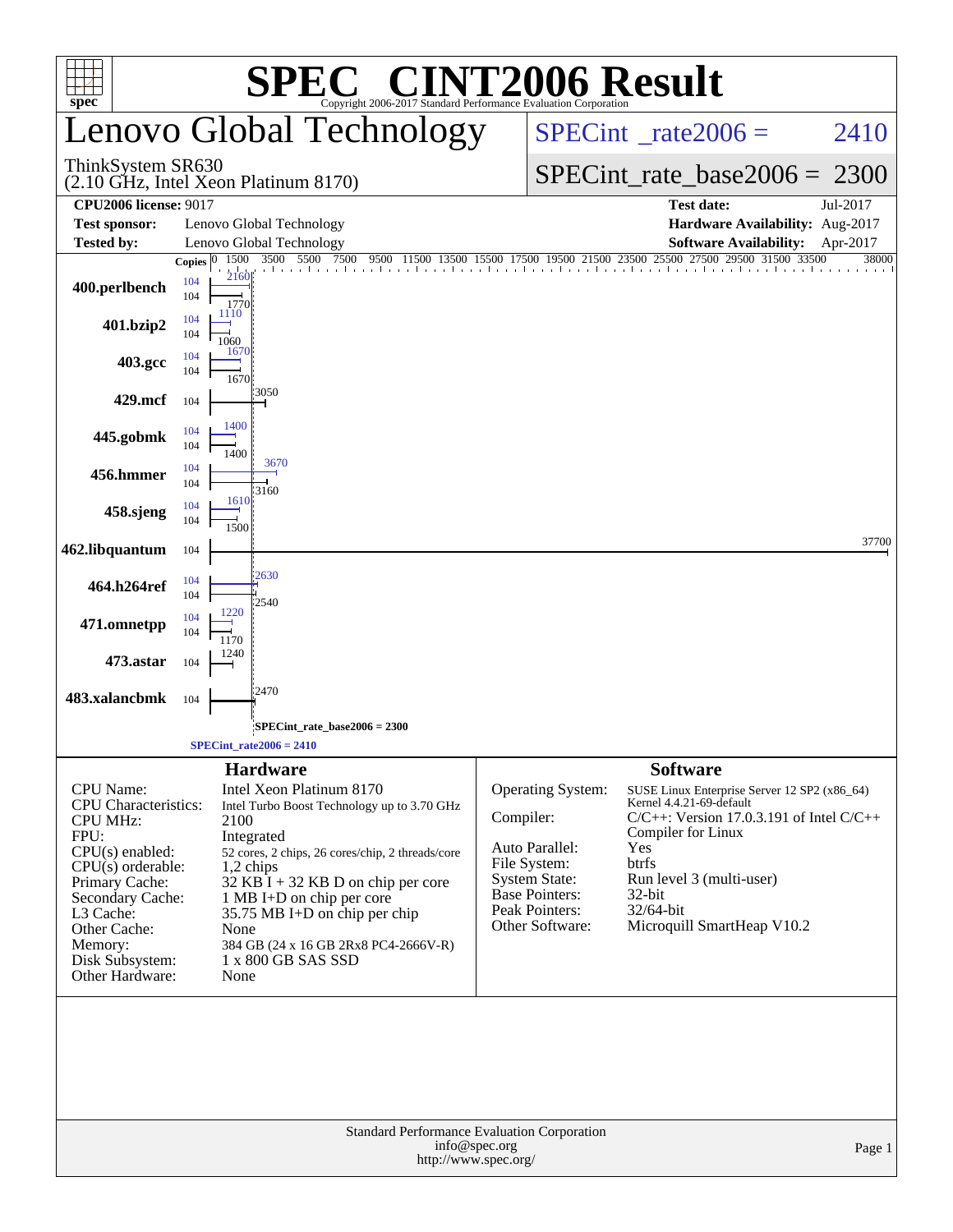# SPEC® CINT2006 Result

Copyright 2006-2017 Standard Performance Evaluation Corporation

## Lenovo Global Technology

ThinkSystem SR630 (2.10 GHz, Intel Xeon Platinum 8170)

SPECint_rate2006 = 2410

SPECint_rate_base2006 = 2300

| | | | |
|---|---|---|---|
| **CPU2006 license:** 9017 | | **Test date:** | Jul-2017 |
| **Test sponsor:** | Lenovo Global Technology | **Hardware Availability:** | Aug-2017 |
| **Tested by:** | Lenovo Global Technology | **Software Availability:** | Apr-2017 |

| Benchmark | Copies (peak) | Peak | Copies (base) | Base |
|---|---|---|---|---|
| 400.perlbench | 104 | 2160 | 104 | 1770 |
| 401.bzip2 | 104 | 1110 | 104 | 1060 |
| 403.gcc | 104 | 1670 | 104 | 1670 |
| 429.mcf | | | 104 | 3050 |
| 445.gobmk | 104 | 1400 | 104 | 1400 |
| 456.hmmer | 104 | 3670 | 104 | 3160 |
| 458.sjeng | 104 | 1610 | 104 | 1500 |
| 462.libquantum | | | 104 | 37700 |
| 464.h264ref | 104 | 2630 | 104 | 2540 |
| 471.omnetpp | 104 | 1220 | 104 | 1170 |
| 473.astar | | | 104 | 1240 |
| 483.xalancbmk | | | 104 | 2470 |

SPECint_rate_base2006 = 2300

SPECint_rate2006 = 2410

### Hardware

| | |
|---|---|
| CPU Name: | Intel Xeon Platinum 8170 |
| CPU Characteristics: | Intel Turbo Boost Technology up to 3.70 GHz |
| CPU MHz: | 2100 |
| FPU: | Integrated |
| CPU(s) enabled: | 52 cores, 2 chips, 26 cores/chip, 2 threads/core |
| CPU(s) orderable: | 1,2 chips |
| Primary Cache: | 32 KB I + 32 KB D on chip per core |
| Secondary Cache: | 1 MB I+D on chip per core |
| L3 Cache: | 35.75 MB I+D on chip per chip |
| Other Cache: | None |
| Memory: | 384 GB (24 x 16 GB 2Rx8 PC4-2666V-R) |
| Disk Subsystem: | 1 x 800 GB SAS SSD |
| Other Hardware: | None |

### Software

| | |
|---|---|
| Operating System: | SUSE Linux Enterprise Server 12 SP2 (x86_64) Kernel 4.4.21-69-default |
| Compiler: | C/C++: Version 17.0.3.191 of Intel C/C++ Compiler for Linux |
| Auto Parallel: | Yes |
| File System: | btrfs |
| System State: | Run level 3 (multi-user) |
| Base Pointers: | 32-bit |
| Peak Pointers: | 32/64-bit |
| Other Software: | Microquill SmartHeap V10.2 |

Standard Performance Evaluation Corporation
info@spec.org
http://www.spec.org/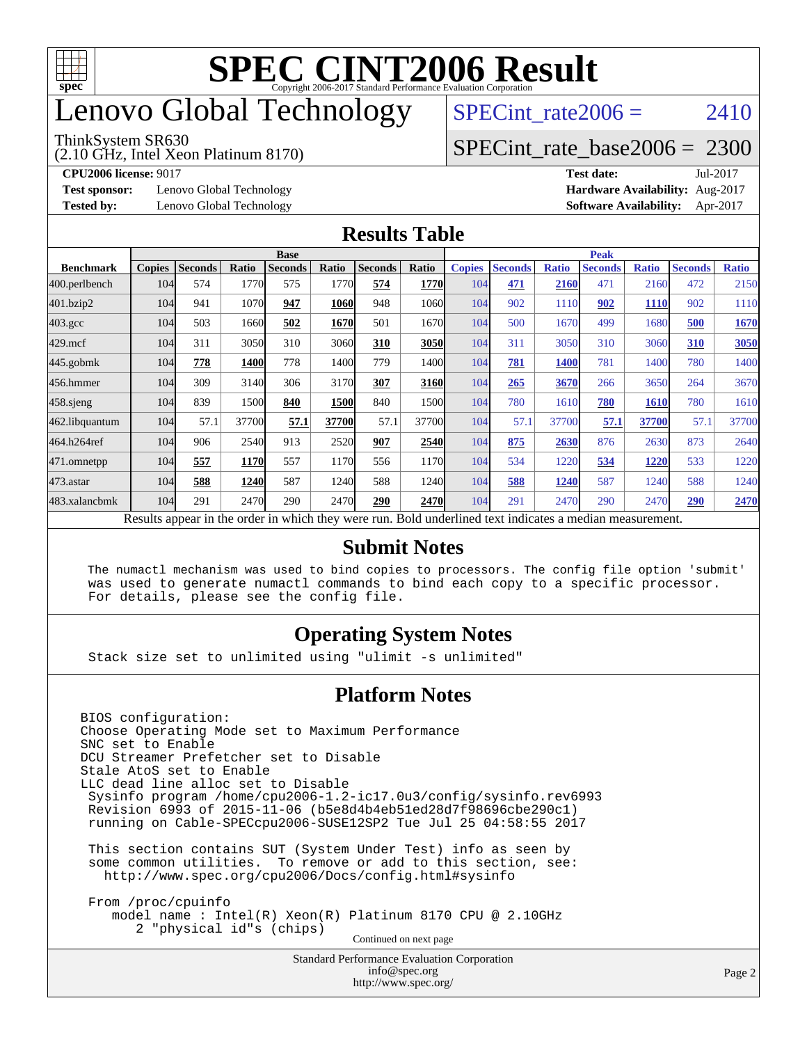# SPEC CINT2006 Result

Copyright 2006-2017 Standard Performance Evaluation Corporation

# Lenovo Global Technology

ThinkSystem SR630
(2.10 GHz, Intel Xeon Platinum 8170)

SPECint_rate2006 = 2410

SPECint_rate_base2006 = 2300

**CPU2006 license:** 9017
**Test sponsor:** Lenovo Global Technology
**Tested by:** Lenovo Global Technology

**Test date:** Jul-2017
**Hardware Availability:** Aug-2017
**Software Availability:** Apr-2017

## Results Table

| Benchmark | Base | | | | | | | Peak | | | | | | |
|---|---|---|---|---|---|---|---|---|---|---|---|---|---|---|
| | Copies | Seconds | Ratio | Seconds | Ratio | Seconds | Ratio | Copies | Seconds | Ratio | Seconds | Ratio | Seconds | Ratio |
| 400.perlbench | 104 | 574 | 1770 | 575 | 1770 | **574** | **1770** | 104 | **471** | **2160** | 471 | 2160 | 472 | 2150 |
| 401.bzip2 | 104 | 941 | 1070 | **947** | **1060** | 948 | 1060 | 104 | 902 | 1110 | **902** | **1110** | 902 | 1110 |
| 403.gcc | 104 | 503 | 1660 | **502** | **1670** | 501 | 1670 | 104 | 500 | 1670 | 499 | 1680 | **500** | **1670** |
| 429.mcf | 104 | 311 | 3050 | 310 | 3060 | **310** | **3050** | 104 | 311 | 3050 | 310 | 3060 | **310** | **3050** |
| 445.gobmk | 104 | **778** | **1400** | 778 | 1400 | 779 | 1400 | 104 | **781** | **1400** | 781 | 1400 | 780 | 1400 |
| 456.hmmer | 104 | 309 | 3140 | 306 | 3170 | **307** | **3160** | 104 | **265** | **3670** | 266 | 3650 | 264 | 3670 |
| 458.sjeng | 104 | 839 | 1500 | **840** | **1500** | 840 | 1500 | 104 | 780 | 1610 | **780** | **1610** | 780 | 1610 |
| 462.libquantum | 104 | 57.1 | 37700 | **57.1** | **37700** | 57.1 | 37700 | 104 | 57.1 | 37700 | **57.1** | **37700** | 57.1 | 37700 |
| 464.h264ref | 104 | 906 | 2540 | 913 | 2520 | **907** | **2540** | 104 | **875** | **2630** | 876 | 2630 | 873 | 2640 |
| 471.omnetpp | 104 | **557** | **1170** | 557 | 1170 | 556 | 1170 | 104 | 534 | 1220 | **534** | **1220** | 533 | 1220 |
| 473.astar | 104 | **588** | **1240** | 587 | 1240 | 588 | 1240 | 104 | **588** | **1240** | 587 | 1240 | 588 | 1240 |
| 483.xalancbmk | 104 | 291 | 2470 | 290 | 2470 | **290** | **2470** | 104 | 291 | 2470 | 290 | 2470 | **290** | **2470** |

Results appear in the order in which they were run. Bold underlined text indicates a median measurement.

## Submit Notes

```
The numactl mechanism was used to bind copies to processors. The config file option 'submit'
was used to generate numactl commands to bind each copy to a specific processor.
For details, please see the config file.
```

## Operating System Notes

```
Stack size set to unlimited using "ulimit -s unlimited"
```

## Platform Notes

```
BIOS configuration:
Choose Operating Mode set to Maximum Performance
SNC set to Enable
DCU Streamer Prefetcher set to Disable
Stale AtoS set to Enable
LLC dead line alloc set to Disable
 Sysinfo program /home/cpu2006-1.2-ic17.0u3/config/sysinfo.rev6993
 Revision 6993 of 2015-11-06 (b5e8d4b4eb51ed28d7f98696cbe290c1)
 running on Cable-SPECcpu2006-SUSE12SP2 Tue Jul 25 04:58:55 2017

 This section contains SUT (System Under Test) info as seen by
 some common utilities.  To remove or add to this section, see:
   http://www.spec.org/cpu2006/Docs/config.html#sysinfo

 From /proc/cpuinfo
    model name : Intel(R) Xeon(R) Platinum 8170 CPU @ 2.10GHz
       2 "physical id"s (chips)
```

Continued on next page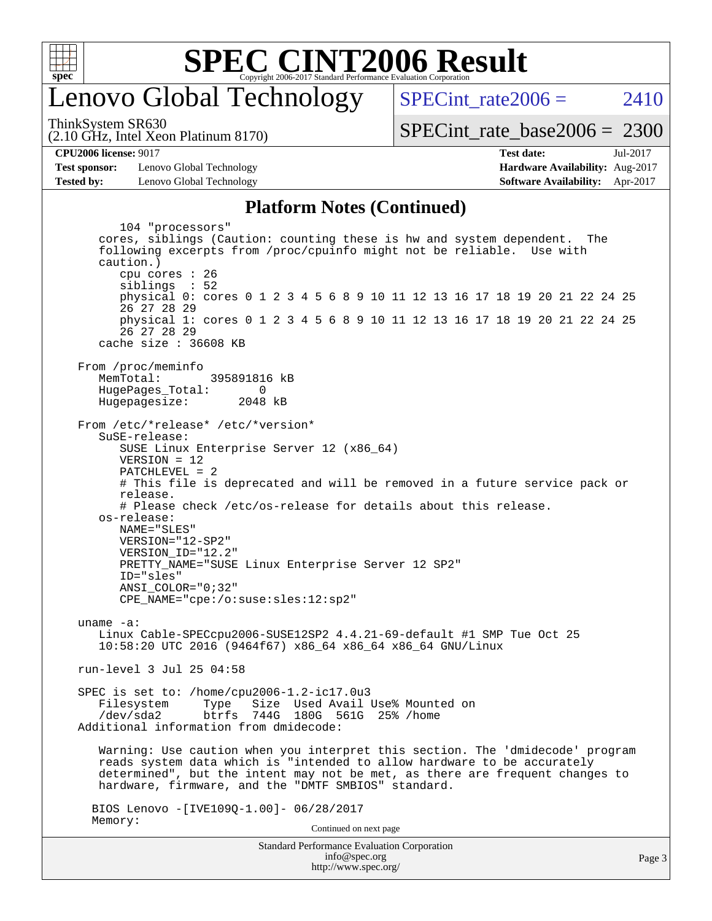## Platform Notes (Continued)

```
      104 "processors"
    cores, siblings (Caution: counting these is hw and system dependent.  The
    following excerpts from /proc/cpuinfo might not be reliable.  Use with
    caution.)
       cpu cores : 26
       siblings  : 52
       physical 0: cores 0 1 2 3 4 5 6 8 9 10 11 12 13 16 17 18 19 20 21 22 24 25
       26 27 28 29
       physical 1: cores 0 1 2 3 4 5 6 8 9 10 11 12 13 16 17 18 19 20 21 22 24 25
       26 27 28 29
    cache size : 36608 KB

 From /proc/meminfo
    MemTotal:       395891816 kB
    HugePages_Total:       0
    Hugepagesize:       2048 kB

 From /etc/*release* /etc/*version*
    SuSE-release:
       SUSE Linux Enterprise Server 12 (x86_64)
       VERSION = 12
       PATCHLEVEL = 2
       # This file is deprecated and will be removed in a future service pack or
       release.
       # Please check /etc/os-release for details about this release.
    os-release:
       NAME="SLES"
       VERSION="12-SP2"
       VERSION_ID="12.2"
       PRETTY_NAME="SUSE Linux Enterprise Server 12 SP2"
       ID="sles"
       ANSI_COLOR="0;32"
       CPE_NAME="cpe:/o:suse:sles:12:sp2"

 uname -a:
    Linux Cable-SPECcpu2006-SUSE12SP2 4.4.21-69-default #1 SMP Tue Oct 25
    10:58:20 UTC 2016 (9464f67) x86_64 x86_64 x86_64 GNU/Linux

 run-level 3 Jul 25 04:58

 SPEC is set to: /home/cpu2006-1.2-ic17.0u3
    Filesystem     Type   Size  Used Avail Use% Mounted on
    /dev/sda2      btrfs  744G  180G  561G  25% /home
 Additional information from dmidecode:

    Warning: Use caution when you interpret this section. The 'dmidecode' program
    reads system data which is "intended to allow hardware to be accurately
    determined", but the intent may not be met, as there are frequent changes to
    hardware, firmware, and the "DMTF SMBIOS" standard.

   BIOS Lenovo -[IVE109Q-1.00]- 06/28/2017
   Memory:
```

Continued on next page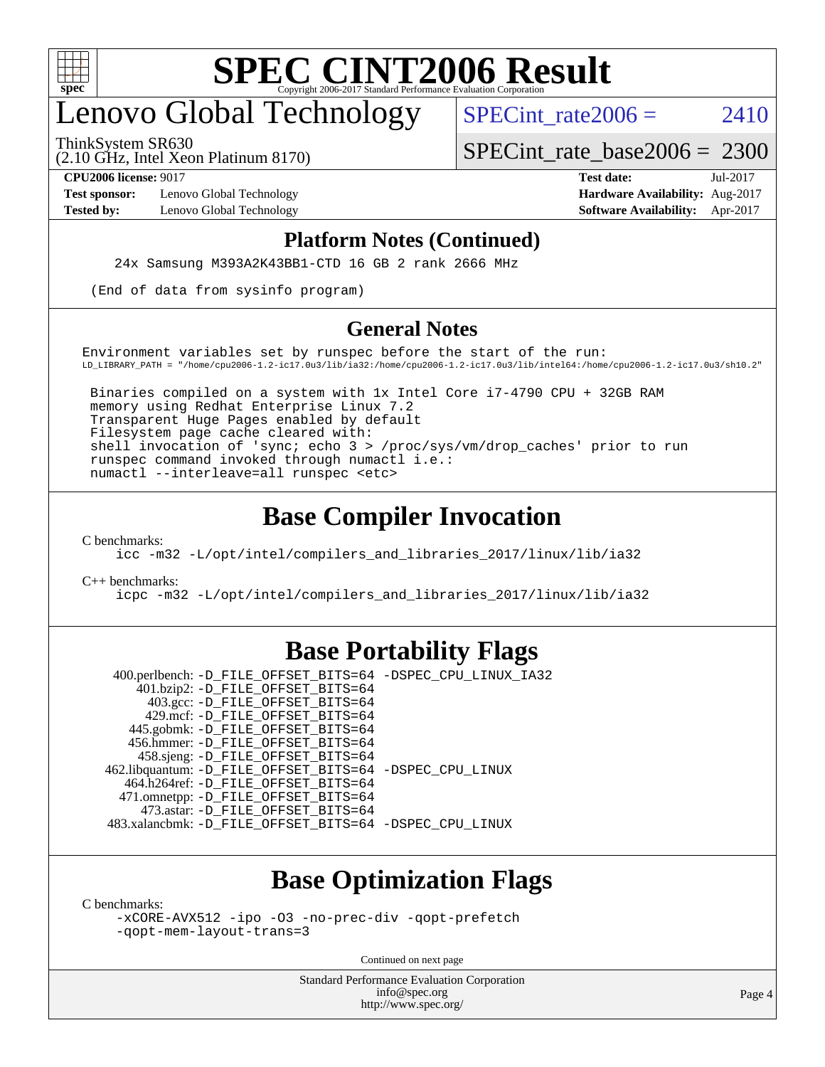# SPEC CINT2006 Result

## Lenovo Global Technology

ThinkSystem SR630
(2.10 GHz, Intel Xeon Platinum 8170)

SPECint_rate2006 = 2410

SPECint_rate_base2006 = 2300

| | | | |
|---|---|---|---|
| **CPU2006 license:** 9017 | | **Test date:** | Jul-2017 |
| **Test sponsor:** | Lenovo Global Technology | **Hardware Availability:** | Aug-2017 |
| **Tested by:** | Lenovo Global Technology | **Software Availability:** | Apr-2017 |

### Platform Notes (Continued)

```
24x Samsung M393A2K43BB1-CTD 16 GB 2 rank 2666 MHz

(End of data from sysinfo program)
```

### General Notes

```
Environment variables set by runspec before the start of the run:
LD_LIBRARY_PATH = "/home/cpu2006-1.2-ic17.0u3/lib/ia32:/home/cpu2006-1.2-ic17.0u3/lib/intel64:/home/cpu2006-1.2-ic17.0u3/sh10.2"

 Binaries compiled on a system with 1x Intel Core i7-4790 CPU + 32GB RAM
 memory using Redhat Enterprise Linux 7.2
 Transparent Huge Pages enabled by default
 Filesystem page cache cleared with:
 shell invocation of 'sync; echo 3 > /proc/sys/vm/drop_caches' prior to run
 runspec command invoked through numactl i.e.:
 numactl --interleave=all runspec <etc>
```

## Base Compiler Invocation

C benchmarks:
```
icc -m32 -L/opt/intel/compilers_and_libraries_2017/linux/lib/ia32
```

C++ benchmarks:
```
icpc -m32 -L/opt/intel/compilers_and_libraries_2017/linux/lib/ia32
```

## Base Portability Flags

| Benchmark | Flags |
|---|---|
| 400.perlbench: | -D_FILE_OFFSET_BITS=64 -DSPEC_CPU_LINUX_IA32 |
| 401.bzip2: | -D_FILE_OFFSET_BITS=64 |
| 403.gcc: | -D_FILE_OFFSET_BITS=64 |
| 429.mcf: | -D_FILE_OFFSET_BITS=64 |
| 445.gobmk: | -D_FILE_OFFSET_BITS=64 |
| 456.hmmer: | -D_FILE_OFFSET_BITS=64 |
| 458.sjeng: | -D_FILE_OFFSET_BITS=64 |
| 462.libquantum: | -D_FILE_OFFSET_BITS=64 -DSPEC_CPU_LINUX |
| 464.h264ref: | -D_FILE_OFFSET_BITS=64 |
| 471.omnetpp: | -D_FILE_OFFSET_BITS=64 |
| 473.astar: | -D_FILE_OFFSET_BITS=64 |
| 483.xalancbmk: | -D_FILE_OFFSET_BITS=64 -DSPEC_CPU_LINUX |

## Base Optimization Flags

C benchmarks:
```
-xCORE-AVX512 -ipo -O3 -no-prec-div -qopt-prefetch
-qopt-mem-layout-trans=3
```

Continued on next page

Standard Performance Evaluation Corporation
info@spec.org
http://www.spec.org/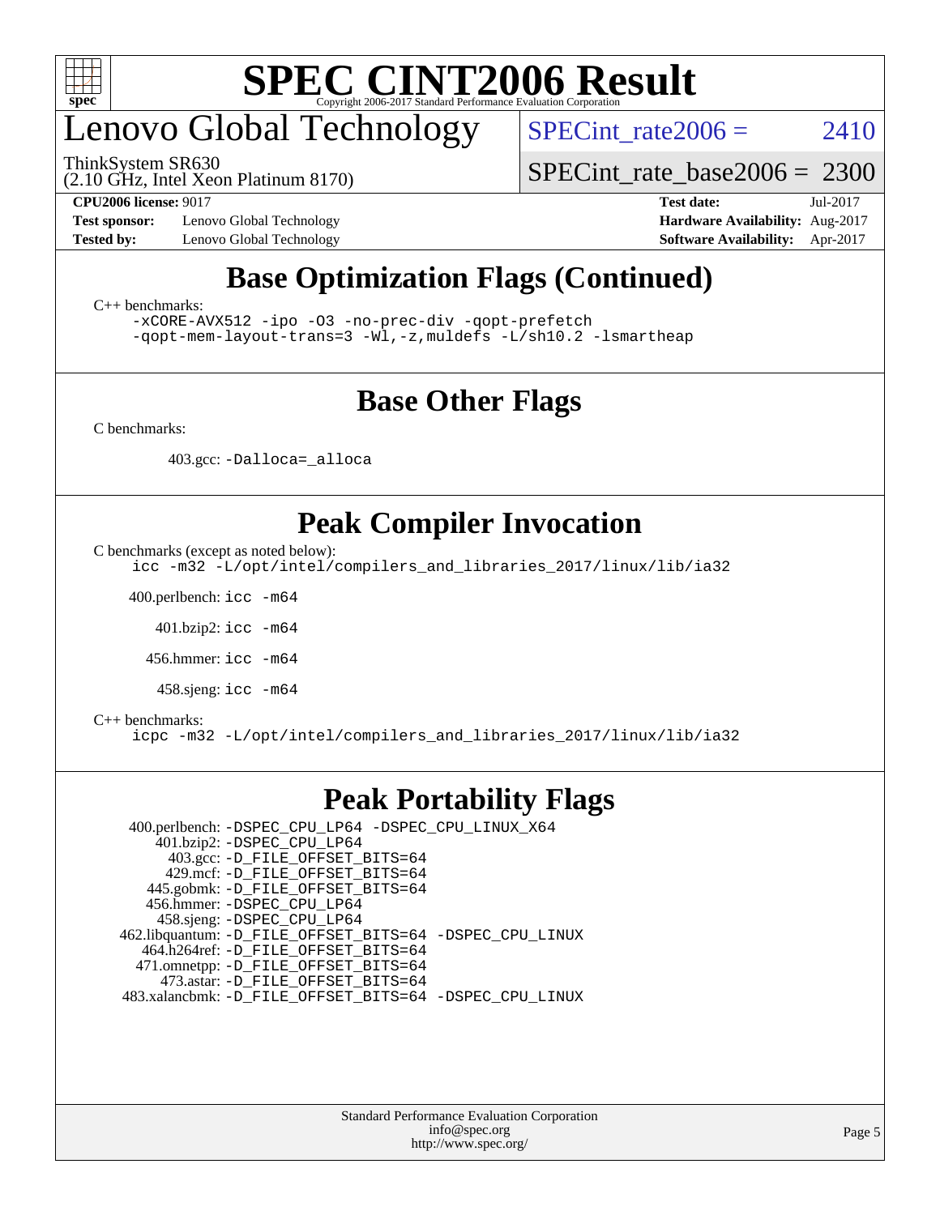# SPEC CINT2006 Result

Copyright 2006-2017 Standard Performance Evaluation Corporation

# Lenovo Global Technology

ThinkSystem SR630
(2.10 GHz, Intel Xeon Platinum 8170)

SPECint_rate2006 = 2410

SPECint_rate_base2006 = 2300

**CPU2006 license:** 9017
**Test sponsor:** Lenovo Global Technology
**Tested by:** Lenovo Global Technology

**Test date:** Jul-2017
**Hardware Availability:** Aug-2017
**Software Availability:** Apr-2017

## Base Optimization Flags (Continued)

C++ benchmarks:

```
-xCORE-AVX512 -ipo -O3 -no-prec-div -qopt-prefetch
-qopt-mem-layout-trans=3 -Wl,-z,muldefs -L/sh10.2 -lsmartheap
```

## Base Other Flags

C benchmarks:

403.gcc: `-Dalloca=_alloca`

## Peak Compiler Invocation

C benchmarks (except as noted below):

```
icc -m32 -L/opt/intel/compilers_and_libraries_2017/linux/lib/ia32
```

400.perlbench: `icc -m64`

401.bzip2: `icc -m64`

456.hmmer: `icc -m64`

458.sjeng: `icc -m64`

C++ benchmarks:

```
icpc -m32 -L/opt/intel/compilers_and_libraries_2017/linux/lib/ia32
```

## Peak Portability Flags

400.perlbench: `-DSPEC_CPU_LP64 -DSPEC_CPU_LINUX_X64`
401.bzip2: `-DSPEC_CPU_LP64`
403.gcc: `-D_FILE_OFFSET_BITS=64`
429.mcf: `-D_FILE_OFFSET_BITS=64`
445.gobmk: `-D_FILE_OFFSET_BITS=64`
456.hmmer: `-DSPEC_CPU_LP64`
458.sjeng: `-DSPEC_CPU_LP64`
462.libquantum: `-D_FILE_OFFSET_BITS=64 -DSPEC_CPU_LINUX`
464.h264ref: `-D_FILE_OFFSET_BITS=64`
471.omnetpp: `-D_FILE_OFFSET_BITS=64`
473.astar: `-D_FILE_OFFSET_BITS=64`
483.xalancbmk: `-D_FILE_OFFSET_BITS=64 -DSPEC_CPU_LINUX`

Standard Performance Evaluation Corporation
info@spec.org
http://www.spec.org/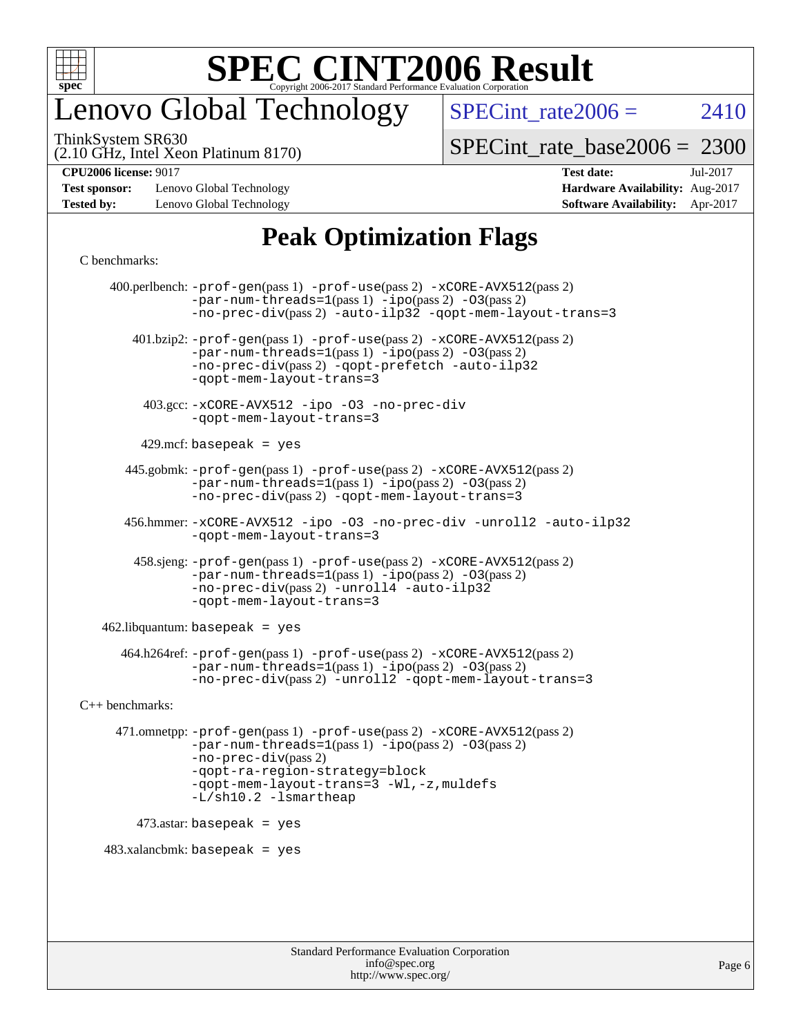# Lenovo Global Technology

ThinkSystem SR630
(2.10 GHz, Intel Xeon Platinum 8170)

SPECint_rate2006 = 2410

SPECint_rate_base2006 = 2300

| | | | |
|---|---|---|---|
| **CPU2006 license:** 9017 | | **Test date:** | Jul-2017 |
| **Test sponsor:** | Lenovo Global Technology | **Hardware Availability:** | Aug-2017 |
| **Tested by:** | Lenovo Global Technology | **Software Availability:** | Apr-2017 |

## Peak Optimization Flags

C benchmarks:

400.perlbench: `-prof-gen`(pass 1) `-prof-use`(pass 2) `-xCORE-AVX512`(pass 2) `-par-num-threads=1`(pass 1) `-ipo`(pass 2) `-O3`(pass 2) `-no-prec-div`(pass 2) `-auto-ilp32` `-qopt-mem-layout-trans=3`

401.bzip2: `-prof-gen`(pass 1) `-prof-use`(pass 2) `-xCORE-AVX512`(pass 2) `-par-num-threads=1`(pass 1) `-ipo`(pass 2) `-O3`(pass 2) `-no-prec-div`(pass 2) `-qopt-prefetch` `-auto-ilp32` `-qopt-mem-layout-trans=3`

403.gcc: `-xCORE-AVX512` `-ipo` `-O3` `-no-prec-div` `-qopt-mem-layout-trans=3`

429.mcf: `basepeak = yes`

445.gobmk: `-prof-gen`(pass 1) `-prof-use`(pass 2) `-xCORE-AVX512`(pass 2) `-par-num-threads=1`(pass 1) `-ipo`(pass 2) `-O3`(pass 2) `-no-prec-div`(pass 2) `-qopt-mem-layout-trans=3`

456.hmmer: `-xCORE-AVX512` `-ipo` `-O3` `-no-prec-div` `-unroll2` `-auto-ilp32` `-qopt-mem-layout-trans=3`

458.sjeng: `-prof-gen`(pass 1) `-prof-use`(pass 2) `-xCORE-AVX512`(pass 2) `-par-num-threads=1`(pass 1) `-ipo`(pass 2) `-O3`(pass 2) `-no-prec-div`(pass 2) `-unroll4` `-auto-ilp32` `-qopt-mem-layout-trans=3`

462.libquantum: `basepeak = yes`

464.h264ref: `-prof-gen`(pass 1) `-prof-use`(pass 2) `-xCORE-AVX512`(pass 2) `-par-num-threads=1`(pass 1) `-ipo`(pass 2) `-O3`(pass 2) `-no-prec-div`(pass 2) `-unroll2` `-qopt-mem-layout-trans=3`

C++ benchmarks:

471.omnetpp: `-prof-gen`(pass 1) `-prof-use`(pass 2) `-xCORE-AVX512`(pass 2) `-par-num-threads=1`(pass 1) `-ipo`(pass 2) `-O3`(pass 2) `-no-prec-div`(pass 2) `-qopt-ra-region-strategy=block` `-qopt-mem-layout-trans=3` `-Wl,-z,muldefs` `-L/sh10.2` `-lsmartheap`

473.astar: `basepeak = yes`

483.xalancbmk: `basepeak = yes`

Standard Performance Evaluation Corporation
info@spec.org
http://www.spec.org/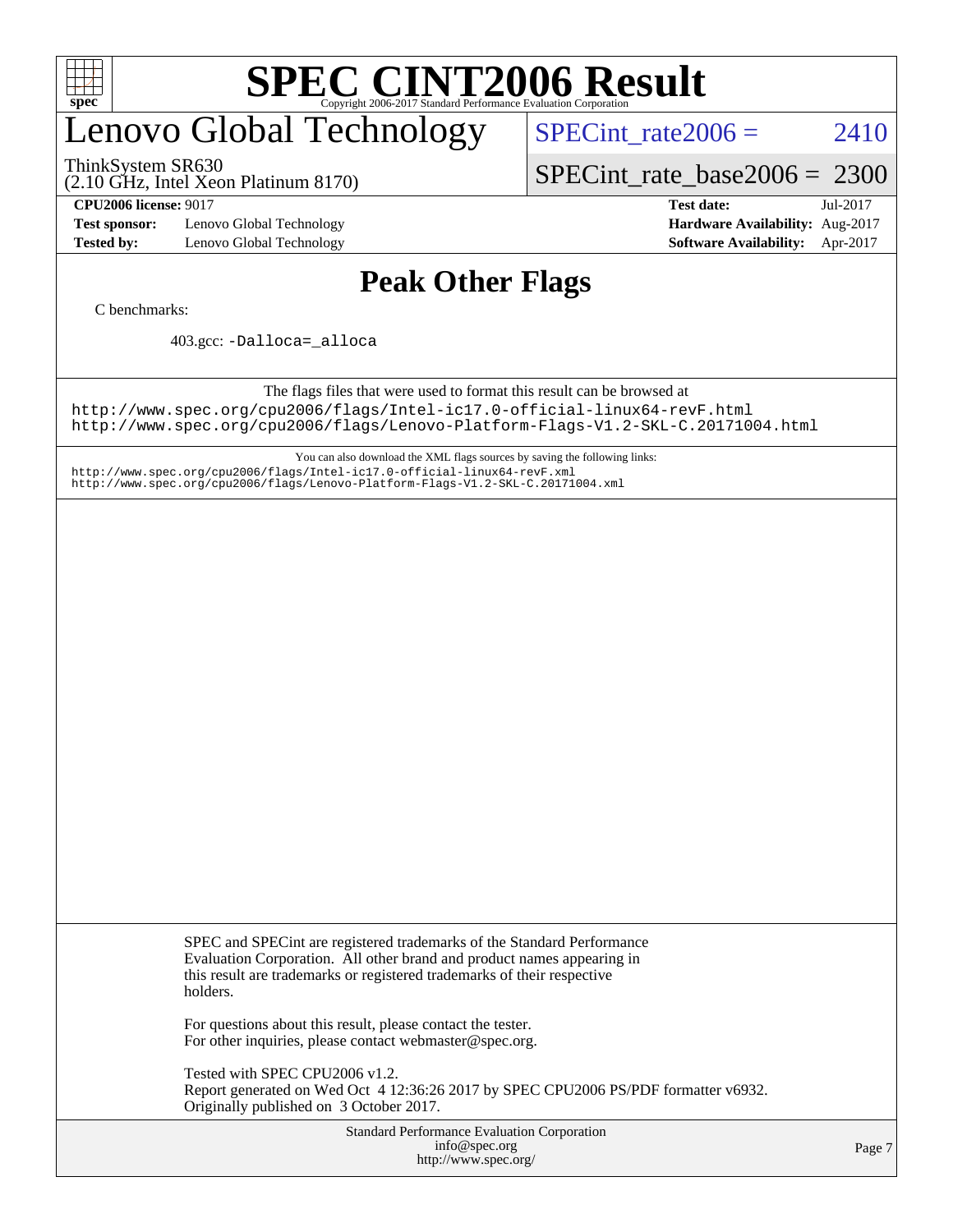# SPEC CINT2006 Result

Copyright 2006-2017 Standard Performance Evaluation Corporation

## Lenovo Global Technology

ThinkSystem SR630
(2.10 GHz, Intel Xeon Platinum 8170)

SPECint_rate2006 = 2410

SPECint_rate_base2006 = 2300

**CPU2006 license:** 9017
**Test sponsor:** Lenovo Global Technology
**Tested by:** Lenovo Global Technology

**Test date:** Jul-2017
**Hardware Availability:** Aug-2017
**Software Availability:** Apr-2017

## Peak Other Flags

C benchmarks:

403.gcc: `-Dalloca=_alloca`

The flags files that were used to format this result can be browsed at
http://www.spec.org/cpu2006/flags/Intel-ic17.0-official-linux64-revF.html
http://www.spec.org/cpu2006/flags/Lenovo-Platform-Flags-V1.2-SKL-C.20171004.html

You can also download the XML flags sources by saving the following links:
http://www.spec.org/cpu2006/flags/Intel-ic17.0-official-linux64-revF.xml
http://www.spec.org/cpu2006/flags/Lenovo-Platform-Flags-V1.2-SKL-C.20171004.xml

SPEC and SPECint are registered trademarks of the Standard Performance Evaluation Corporation. All other brand and product names appearing in this result are trademarks or registered trademarks of their respective holders.

For questions about this result, please contact the tester.
For other inquiries, please contact webmaster@spec.org.

Tested with SPEC CPU2006 v1.2.
Report generated on Wed Oct 4 12:36:26 2017 by SPEC CPU2006 PS/PDF formatter v6932.
Originally published on 3 October 2017.

Standard Performance Evaluation Corporation
info@spec.org
http://www.spec.org/